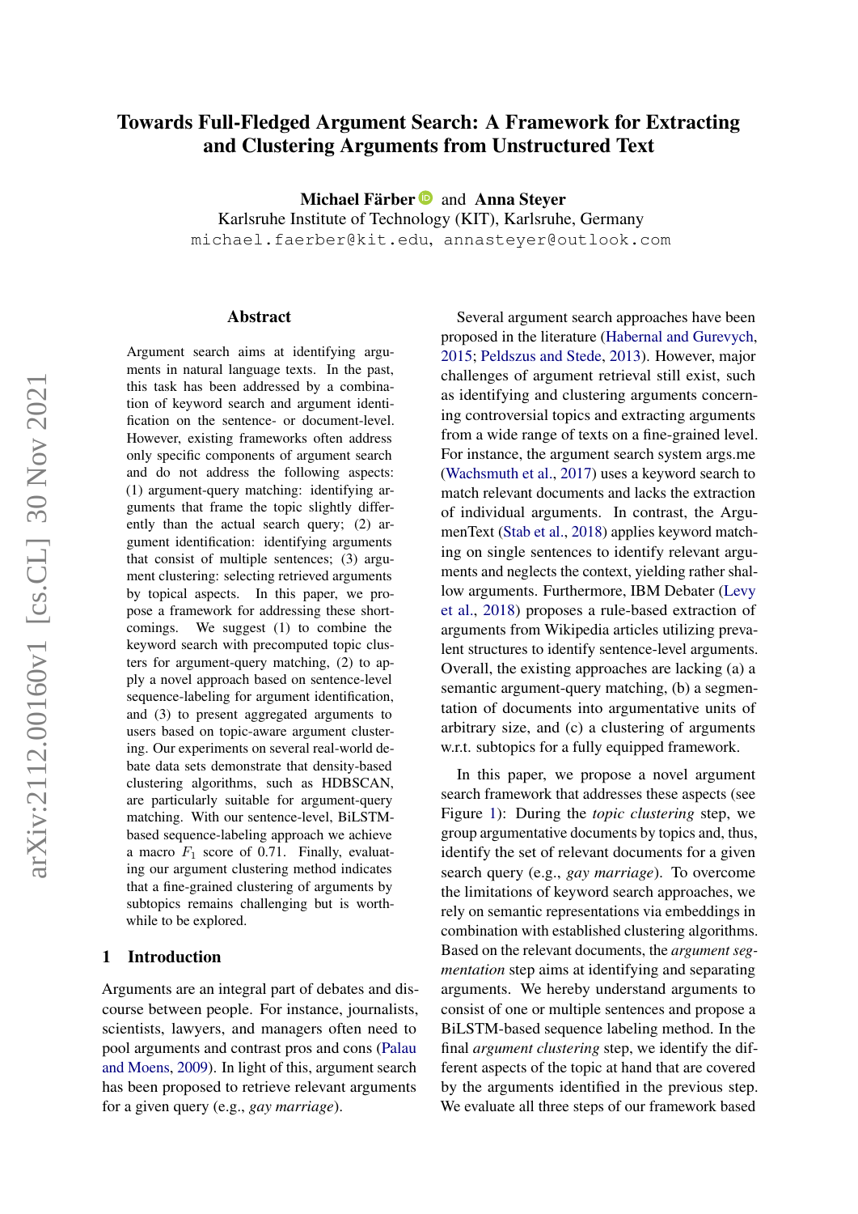# Towards Full-Fledged Argument Search: A Framework for Extracting and Clustering Arguments from Unstructured Text

**Michael Färber** and **Anna Steyer**

Karlsruhe Institute of Technology (KIT), Karlsruhe, Germany

michael.faerber@kit.edu, annasteyer@outlook.com

## Abstract

Argument search aims at identifying arguments in natural language texts. In the past, this task has been addressed by a combination of keyword search and argument identification on the sentence- or document-level. However, existing frameworks often address only specific components of argument search and do not address the following aspects: (1) argument-query matching: identifying arguments that frame the topic slightly differently than the actual search query; (2) argument identification: identifying arguments that consist of multiple sentences; (3) argument clustering: selecting retrieved arguments by topical aspects. In this paper, we propose a framework for addressing these shortcomings. We suggest (1) to combine the keyword search with precomputed topic clusters for argument-query matching, (2) to apply a novel approach based on sentence-level sequence-labeling for argument identification, and (3) to present aggregated arguments to users based on topic-aware argument clustering. Our experiments on several real-world debate data sets demonstrate that density-based clustering algorithms, such as HDBSCAN, are particularly suitable for argument-query matching. With our sentence-level, BiLSTM-based sequence-labeling approach we achieve a macro $F_1$ score of 0.71. Finally, evaluating our argument clustering method indicates that a fine-grained clustering of arguments by subtopics remains challenging but is worthwhile to be explored.

## 1 Introduction

Arguments are an integral part of debates and discourse between people. For instance, journalists, scientists, lawyers, and managers often need to pool arguments and contrast pros and cons (Palau and Moens, 2009). In light of this, argument search has been proposed to retrieve relevant arguments for a given query (e.g., *gay marriage*).

Several argument search approaches have been proposed in the literature (Habernal and Gurevych, 2015; Peldszus and Stede, 2013). However, major challenges of argument retrieval still exist, such as identifying and clustering arguments concerning controversial topics and extracting arguments from a wide range of texts on a fine-grained level. For instance, the argument search system args.me (Wachsmuth et al., 2017) uses a keyword search to match relevant documents and lacks the extraction of individual arguments. In contrast, the ArgumenText (Stab et al., 2018) applies keyword matching on single sentences to identify relevant arguments and neglects the context, yielding rather shallow arguments. Furthermore, IBM Debater (Levy et al., 2018) proposes a rule-based extraction of arguments from Wikipedia articles utilizing prevalent structures to identify sentence-level arguments. Overall, the existing approaches are lacking (a) a semantic argument-query matching, (b) a segmentation of documents into argumentative units of arbitrary size, and (c) a clustering of arguments w.r.t. subtopics for a fully equipped framework.

In this paper, we propose a novel argument search framework that addresses these aspects (see Figure 1): During the *topic clustering* step, we group argumentative documents by topics and, thus, identify the set of relevant documents for a given search query (e.g., *gay marriage*). To overcome the limitations of keyword search approaches, we rely on semantic representations via embeddings in combination with established clustering algorithms. Based on the relevant documents, the *argument segmentation* step aims at identifying and separating arguments. We hereby understand arguments to consist of one or multiple sentences and propose a BiLSTM-based sequence labeling method. In the final *argument clustering* step, we identify the different aspects of the topic at hand that are covered by the arguments identified in the previous step. We evaluate all three steps of our framework based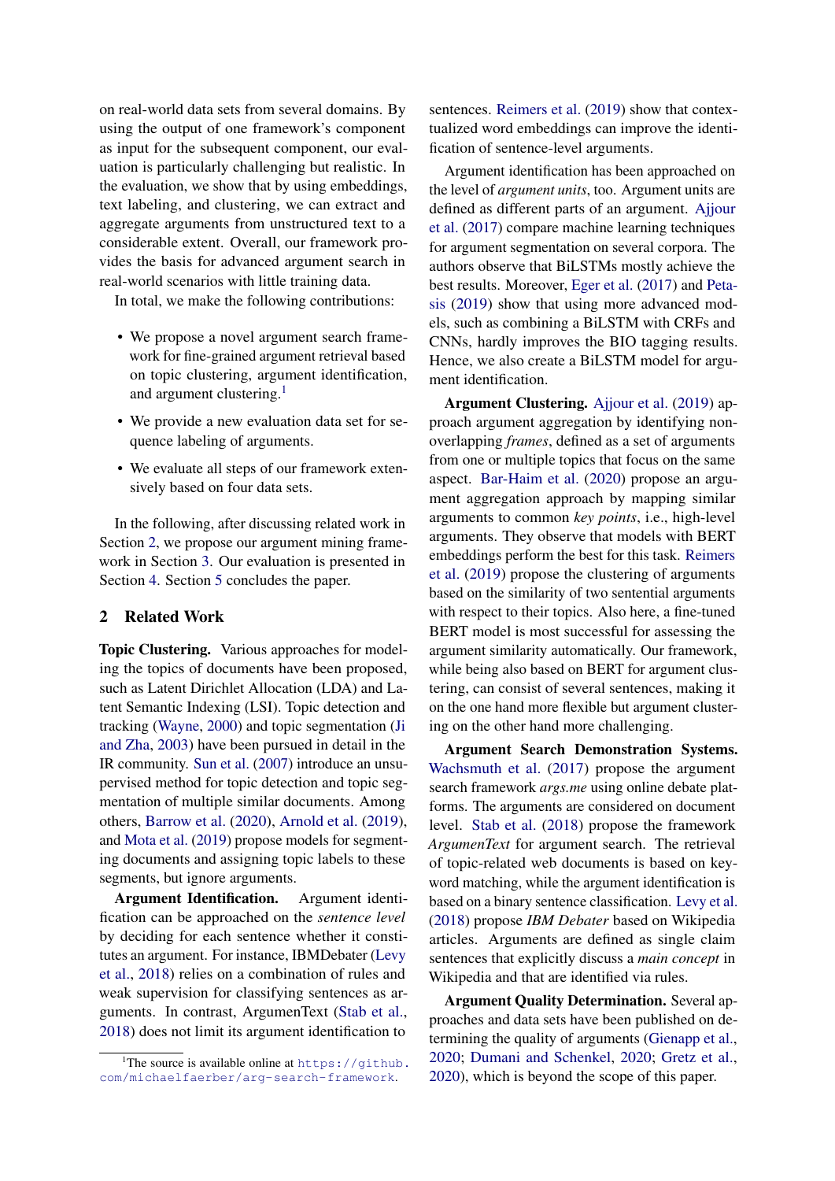on real-world data sets from several domains. By using the output of one framework's component as input for the subsequent component, our evaluation is particularly challenging but realistic. In the evaluation, we show that by using embeddings, text labeling, and clustering, we can extract and aggregate arguments from unstructured text to a considerable extent. Overall, our framework provides the basis for advanced argument search in real-world scenarios with little training data.

In total, we make the following contributions:

- We propose a novel argument search framework for fine-grained argument retrieval based on topic clustering, argument identification, and argument clustering.[1]
- We provide a new evaluation data set for sequence labeling of arguments.
- We evaluate all steps of our framework extensively based on four data sets.

In the following, after discussing related work in Section 2, we propose our argument mining framework in Section 3. Our evaluation is presented in Section 4. Section 5 concludes the paper.

## 2 Related Work

**Topic Clustering.** Various approaches for modeling the topics of documents have been proposed, such as Latent Dirichlet Allocation (LDA) and Latent Semantic Indexing (LSI). Topic detection and tracking (Wayne, 2000) and topic segmentation (Ji and Zha, 2003) have been pursued in detail in the IR community. Sun et al. (2007) introduce an unsupervised method for topic detection and topic segmentation of multiple similar documents. Among others, Barrow et al. (2020), Arnold et al. (2019), and Mota et al. (2019) propose models for segmenting documents and assigning topic labels to these segments, but ignore arguments.

**Argument Identification.** Argument identification can be approached on the *sentence level* by deciding for each sentence whether it constitutes an argument. For instance, IBMDebater (Levy et al., 2018) relies on a combination of rules and weak supervision for classifying sentences as arguments. In contrast, ArgumenText (Stab et al., 2018) does not limit its argument identification to sentences. Reimers et al. (2019) show that contextualized word embeddings can improve the identification of sentence-level arguments.

Argument identification has been approached on the level of *argument units*, too. Argument units are defined as different parts of an argument. Ajjour et al. (2017) compare machine learning techniques for argument segmentation on several corpora. The authors observe that BiLSTMs mostly achieve the best results. Moreover, Eger et al. (2017) and Petasis (2019) show that using more advanced models, such as combining a BiLSTM with CRFs and CNNs, hardly improves the BIO tagging results. Hence, we also create a BiLSTM model for argument identification.

**Argument Clustering.** Ajjour et al. (2019) approach argument aggregation by identifying non-overlapping *frames*, defined as a set of arguments from one or multiple topics that focus on the same aspect. Bar-Haim et al. (2020) propose an argument aggregation approach by mapping similar arguments to common *key points*, i.e., high-level arguments. They observe that models with BERT embeddings perform the best for this task. Reimers et al. (2019) propose the clustering of arguments based on the similarity of two sentential arguments with respect to their topics. Also here, a fine-tuned BERT model is most successful for assessing the argument similarity automatically. Our framework, while being also based on BERT for argument clustering, can consist of several sentences, making it on the one hand more flexible but argument clustering on the other hand more challenging.

**Argument Search Demonstration Systems.** Wachsmuth et al. (2017) propose the argument search framework *args.me* using online debate platforms. The arguments are considered on document level. Stab et al. (2018) propose the framework *ArgumenText* for argument search. The retrieval of topic-related web documents is based on keyword matching, while the argument identification is based on a binary sentence classification. Levy et al. (2018) propose *IBM Debater* based on Wikipedia articles. Arguments are defined as single claim sentences that explicitly discuss a *main concept* in Wikipedia and that are identified via rules.

**Argument Quality Determination.** Several approaches and data sets have been published on determining the quality of arguments (Gienapp et al., 2020; Dumani and Schenkel, 2020; Gretz et al., 2020), which is beyond the scope of this paper.

[1] The source is available online at https://github.com/michaelfaerber/arg-search-framework.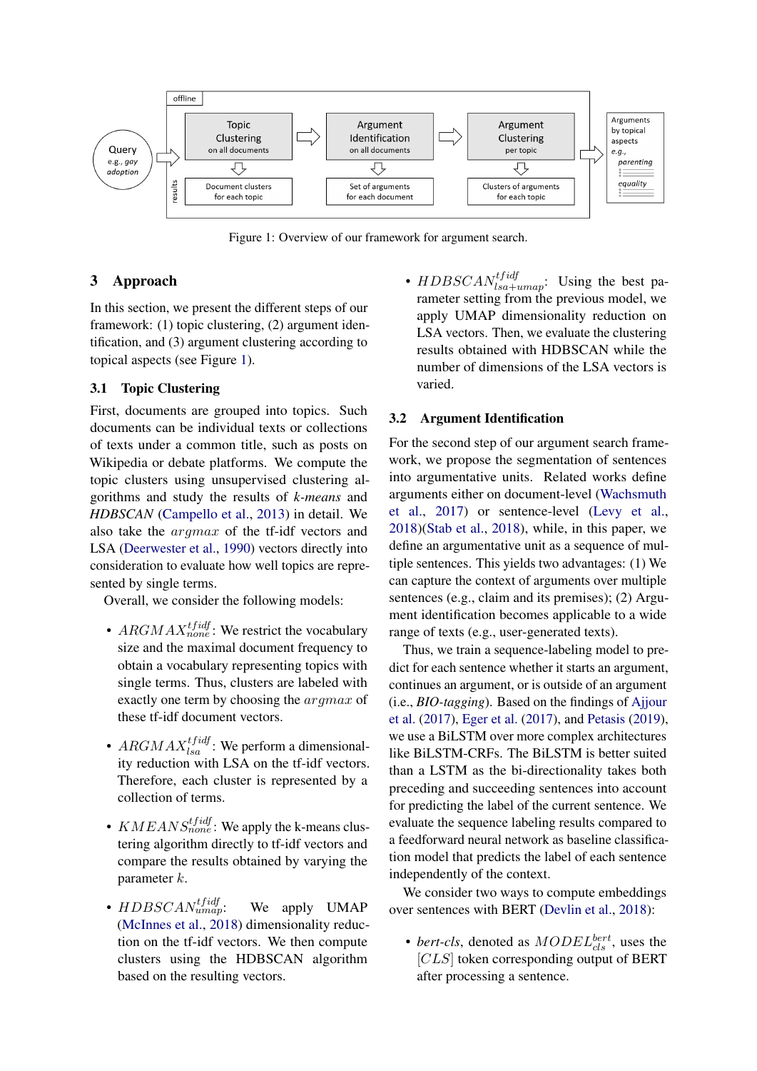Figure 1: Overview of our framework for argument search.

## 3 Approach

In this section, we present the different steps of our framework: (1) topic clustering, (2) argument identification, and (3) argument clustering according to topical aspects (see Figure 1).

### 3.1 Topic Clustering

First, documents are grouped into topics. Such documents can be individual texts or collections of texts under a common title, such as posts on Wikipedia or debate platforms. We compute the topic clusters using unsupervised clustering algorithms and study the results of *k-means* and *HDBSCAN* (Campello et al., 2013) in detail. We also take the $argmax$ of the tf-idf vectors and LSA (Deerwester et al., 1990) vectors directly into consideration to evaluate how well topics are represented by single terms.

Overall, we consider the following models:

- $ARGMAX_{none}^{tfidf}$: We restrict the vocabulary size and the maximal document frequency to obtain a vocabulary representing topics with single terms. Thus, clusters are labeled with exactly one term by choosing the $argmax$ of these tf-idf document vectors.
- $ARGMAX_{lsa}^{tfidf}$: We perform a dimensionality reduction with LSA on the tf-idf vectors. Therefore, each cluster is represented by a collection of terms.
- $KMEANS_{none}^{tfidf}$: We apply the k-means clustering algorithm directly to tf-idf vectors and compare the results obtained by varying the parameter $k$.
- $HDBSCAN_{umap}^{tfidf}$: We apply UMAP (McInnes et al., 2018) dimensionality reduction on the tf-idf vectors. We then compute clusters using the HDBSCAN algorithm based on the resulting vectors.
- $HDBSCAN_{lsa+umap}^{tfidf}$: Using the best parameter setting from the previous model, we apply UMAP dimensionality reduction on LSA vectors. Then, we evaluate the clustering results obtained with HDBSCAN while the number of dimensions of the LSA vectors is varied.

### 3.2 Argument Identification

For the second step of our argument search framework, we propose the segmentation of sentences into argumentative units. Related works define arguments either on document-level (Wachsmuth et al., 2017) or sentence-level (Levy et al., 2018)(Stab et al., 2018), while, in this paper, we define an argumentative unit as a sequence of multiple sentences. This yields two advantages: (1) We can capture the context of arguments over multiple sentences (e.g., claim and its premises); (2) Argument identification becomes applicable to a wide range of texts (e.g., user-generated texts).

Thus, we train a sequence-labeling model to predict for each sentence whether it starts an argument, continues an argument, or is outside of an argument (i.e., *BIO-tagging*). Based on the findings of Ajjour et al. (2017), Eger et al. (2017), and Petasis (2019), we use a BiLSTM over more complex architectures like BiLSTM-CRFs. The BiLSTM is better suited than a LSTM as the bi-directionality takes both preceding and succeeding sentences into account for predicting the label of the current sentence. We evaluate the sequence labeling results compared to a feedforward neural network as baseline classification model that predicts the label of each sentence independently of the context.

We consider two ways to compute embeddings over sentences with BERT (Devlin et al., 2018):

- *bert-cls*, denoted as $MODEL_{cls}^{bert}$, uses the $[CLS]$ token corresponding output of BERT after processing a sentence.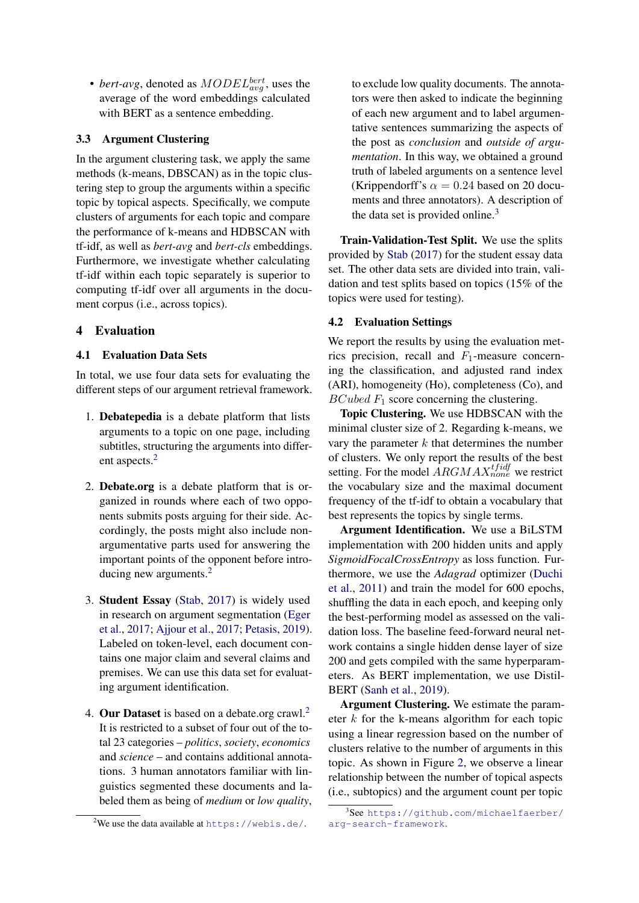- *bert-avg*, denoted as $MODEL_{avg}^{bert}$, uses the average of the word embeddings calculated with BERT as a sentence embedding.

### 3.3 Argument Clustering

In the argument clustering task, we apply the same methods (k-means, DBSCAN) as in the topic clustering step to group the arguments within a specific topic by topical aspects. Specifically, we compute clusters of arguments for each topic and compare the performance of k-means and HDBSCAN with tf-idf, as well as *bert-avg* and *bert-cls* embeddings. Furthermore, we investigate whether calculating tf-idf within each topic separately is superior to computing tf-idf over all arguments in the document corpus (i.e., across topics).

## 4 Evaluation

### 4.1 Evaluation Data Sets

In total, we use four data sets for evaluating the different steps of our argument retrieval framework.

1. **Debatepedia** is a debate platform that lists arguments to a topic on one page, including subtitles, structuring the arguments into different aspects.[2]

2. **Debate.org** is a debate platform that is organized in rounds where each of two opponents submits posts arguing for their side. Accordingly, the posts might also include non-argumentative parts used for answering the important points of the opponent before introducing new arguments.[2]

3. **Student Essay** (Stab, 2017) is widely used in research on argument segmentation (Eger et al., 2017; Ajjour et al., 2017; Petasis, 2019). Labeled on token-level, each document contains one major claim and several claims and premises. We can use this data set for evaluating argument identification.

4. **Our Dataset** is based on a debate.org crawl.[2] It is restricted to a subset of four out of the total 23 categories – *politics*, *society*, *economics* and *science* – and contains additional annotations. 3 human annotators familiar with linguistics segmented these documents and labeled them as being of *medium* or *low quality*, to exclude low quality documents. The annotators were then asked to indicate the beginning of each new argument and to label argumentative sentences summarizing the aspects of the post as *conclusion* and *outside of argumentation*. In this way, we obtained a ground truth of labeled arguments on a sentence level (Krippendorff's $\alpha = 0.24$ based on 20 documents and three annotators). A description of the data set is provided online.[3]

**Train-Validation-Test Split.** We use the splits provided by Stab (2017) for the student essay data set. The other data sets are divided into train, validation and test splits based on topics (15% of the topics were used for testing).

### 4.2 Evaluation Settings

We report the results by using the evaluation metrics precision, recall and $F_1$-measure concerning the classification, and adjusted rand index (ARI), homogeneity (Ho), completeness (Co), and $BCubed\ F_1$ score concerning the clustering.

**Topic Clustering.** We use HDBSCAN with the minimal cluster size of 2. Regarding k-means, we vary the parameter $k$ that determines the number of clusters. We only report the results of the best setting. For the model $ARGMAX_{none}^{tfidf}$ we restrict the vocabulary size and the maximal document frequency of the tf-idf to obtain a vocabulary that best represents the topics by single terms.

**Argument Identification.** We use a BiLSTM implementation with 200 hidden units and apply *SigmoidFocalCrossEntropy* as loss function. Furthermore, we use the *Adagrad* optimizer (Duchi et al., 2011) and train the model for 600 epochs, shuffling the data in each epoch, and keeping only the best-performing model as assessed on the validation loss. The baseline feed-forward neural network contains a single hidden dense layer of size 200 and gets compiled with the same hyperparameters. As BERT implementation, we use DistilBERT (Sanh et al., 2019).

**Argument Clustering.** We estimate the parameter $k$ for the k-means algorithm for each topic using a linear regression based on the number of clusters relative to the number of arguments in this topic. As shown in Figure 2, we observe a linear relationship between the number of topical aspects (i.e., subtopics) and the argument count per topic

[2] We use the data available at https://webis.de/.

[3] See https://github.com/michaelfaerber/arg-search-framework.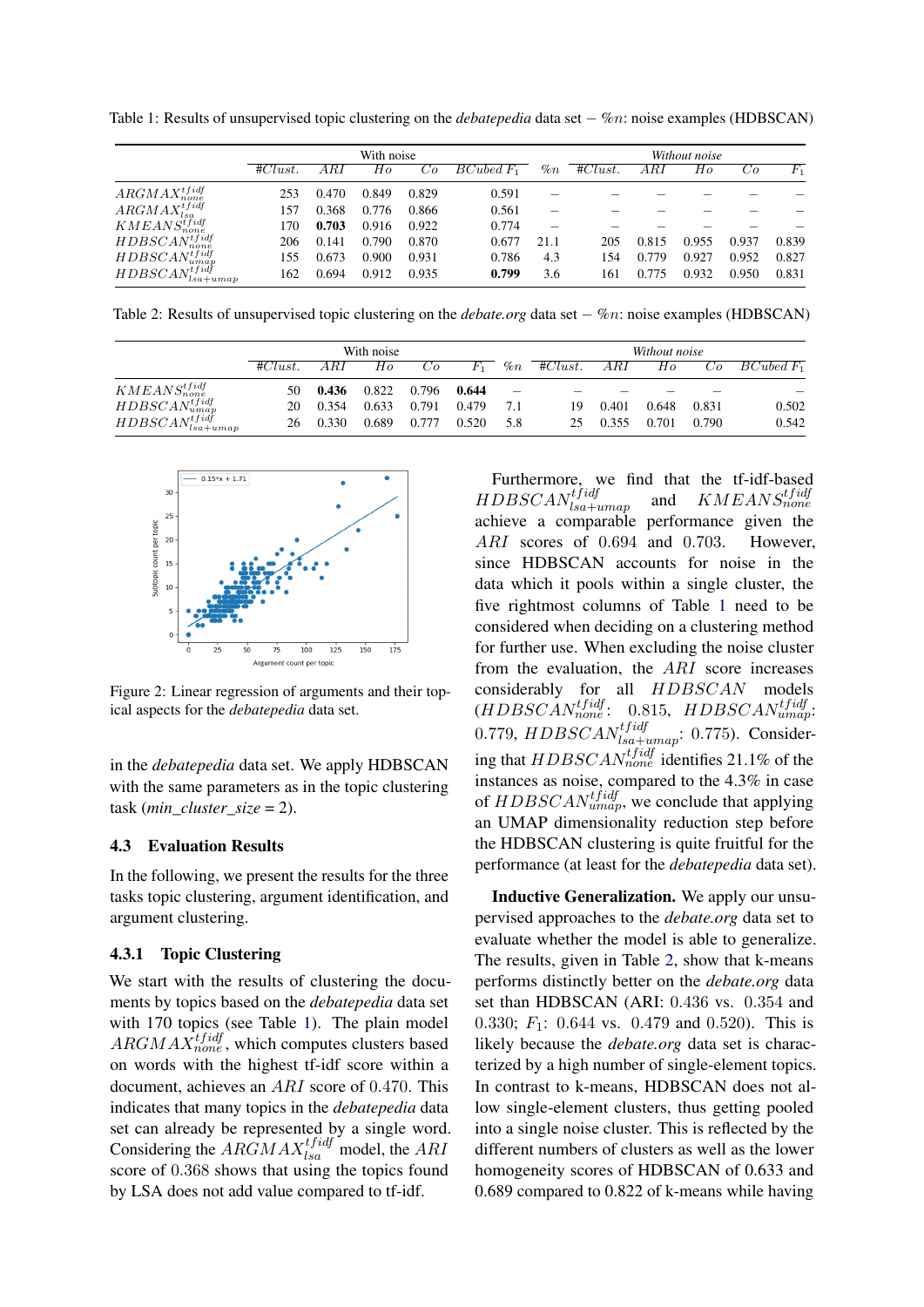Table 1: Results of unsupervised topic clustering on the *debatepedia* data set − $\%n$: noise examples (HDBSCAN)

| | With noise | | | | | | Without noise | | | | |
|---|---|---|---|---|---|---|---|---|---|---|---|
| | $\#Clust.$ | $ARI$ | $Ho$ | $Co$ | $BCubed\ F_1$ | $\%n$ | $\#Clust.$ | $ARI$ | $Ho$ | $Co$ | $F_1$ |
| $ARGMAX_{none}^{tfidf}$ | 253 | 0.470 | 0.849 | 0.829 | 0.591 | – | – | – | – | – | – |
| $ARGMAX_{lsa}^{tfidf}$ | 157 | 0.368 | 0.776 | 0.866 | 0.561 | – | – | – | – | – | – |
| $KMEANS_{none}^{tfidf}$ | 170 | **0.703** | 0.916 | 0.922 | 0.774 | – | – | – | – | – | – |
| $HDBSCAN_{none}^{tfidf}$ | 206 | 0.141 | 0.790 | 0.870 | 0.677 | 21.1 | 205 | 0.815 | 0.955 | 0.937 | 0.839 |
| $HDBSCAN_{umap}^{tfidf}$ | 155 | 0.673 | 0.900 | 0.931 | 0.786 | 4.3 | 154 | 0.779 | 0.927 | 0.952 | 0.827 |
| $HDBSCAN_{lsa+umap}^{tfidf}$ | 162 | 0.694 | 0.912 | 0.935 | **0.799** | 3.6 | 161 | 0.775 | 0.932 | 0.950 | 0.831 |

Table 2: Results of unsupervised topic clustering on the *debate.org* data set − $\%n$: noise examples (HDBSCAN)

| | With noise | | | | | | Without noise | | | | |
|---|---|---|---|---|---|---|---|---|---|---|---|
| | $\#Clust.$ | $ARI$ | $Ho$ | $Co$ | $F_1$ | $\%n$ | $\#Clust.$ | $ARI$ | $Ho$ | $Co$ | $BCubed\ F_1$ |
| $KMEANS_{none}^{tfidf}$ | 50 | **0.436** | 0.822 | 0.796 | **0.644** | – | – | – | – | – | – |
| $HDBSCAN_{umap}^{tfidf}$ | 20 | 0.354 | 0.633 | 0.791 | 0.479 | 7.1 | 19 | 0.401 | 0.648 | 0.831 | 0.502 |
| $HDBSCAN_{lsa+umap}^{tfidf}$ | 26 | 0.330 | 0.689 | 0.777 | 0.520 | 5.8 | 25 | 0.355 | 0.701 | 0.790 | 0.542 |

Figure 2: Linear regression of arguments and their topical aspects for the *debatepedia* data set.

in the *debatepedia* data set. We apply HDBSCAN with the same parameters as in the topic clustering task (*min_cluster_size* = 2).

### 4.3 Evaluation Results

In the following, we present the results for the three tasks topic clustering, argument identification, and argument clustering.

#### 4.3.1 Topic Clustering

We start with the results of clustering the documents by topics based on the *debatepedia* data set with 170 topics (see Table 1). The plain model $ARGMAX_{none}^{tfidf}$, which computes clusters based on words with the highest tf-idf score within a document, achieves an $ARI$ score of 0.470. This indicates that many topics in the *debatepedia* data set can already be represented by a single word. Considering the $ARGMAX_{lsa}^{tfidf}$ model, the $ARI$ score of 0.368 shows that using the topics found by LSA does not add value compared to tf-idf.

Furthermore, we find that the tf-idf-based $HDBSCAN_{lsa+umap}^{tfidf}$ and $KMEANS_{none}^{tfidf}$ achieve a comparable performance given the $ARI$ scores of 0.694 and 0.703. However, since HDBSCAN accounts for noise in the data which it pools within a single cluster, the five rightmost columns of Table 1 need to be considered when deciding on a clustering method for further use. When excluding the noise cluster from the evaluation, the $ARI$ score increases considerably for all $HDBSCAN$ models ($HDBSCAN_{none}^{tfidf}$: 0.815, $HDBSCAN_{umap}^{tfidf}$: 0.779, $HDBSCAN_{lsa+umap}^{tfidf}$: 0.775). Considering that $HDBSCAN_{none}^{tfidf}$ identifies 21.1% of the instances as noise, compared to the 4.3% in case of $HDBSCAN_{umap}^{tfidf}$, we conclude that applying an UMAP dimensionality reduction step before the HDBSCAN clustering is quite fruitful for the performance (at least for the *debatepedia* data set).

**Inductive Generalization.** We apply our unsupervised approaches to the *debate.org* data set to evaluate whether the model is able to generalize. The results, given in Table 2, show that k-means performs distinctly better on the *debate.org* data set than HDBSCAN (ARI: 0.436 vs. 0.354 and 0.330; $F_1$: 0.644 vs. 0.479 and 0.520). This is likely because the *debate.org* data set is characterized by a high number of single-element topics. In contrast to k-means, HDBSCAN does not allow single-element clusters, thus getting pooled into a single noise cluster. This is reflected by the different numbers of clusters as well as the lower homogeneity scores of HDBSCAN of 0.633 and 0.689 compared to 0.822 of k-means while having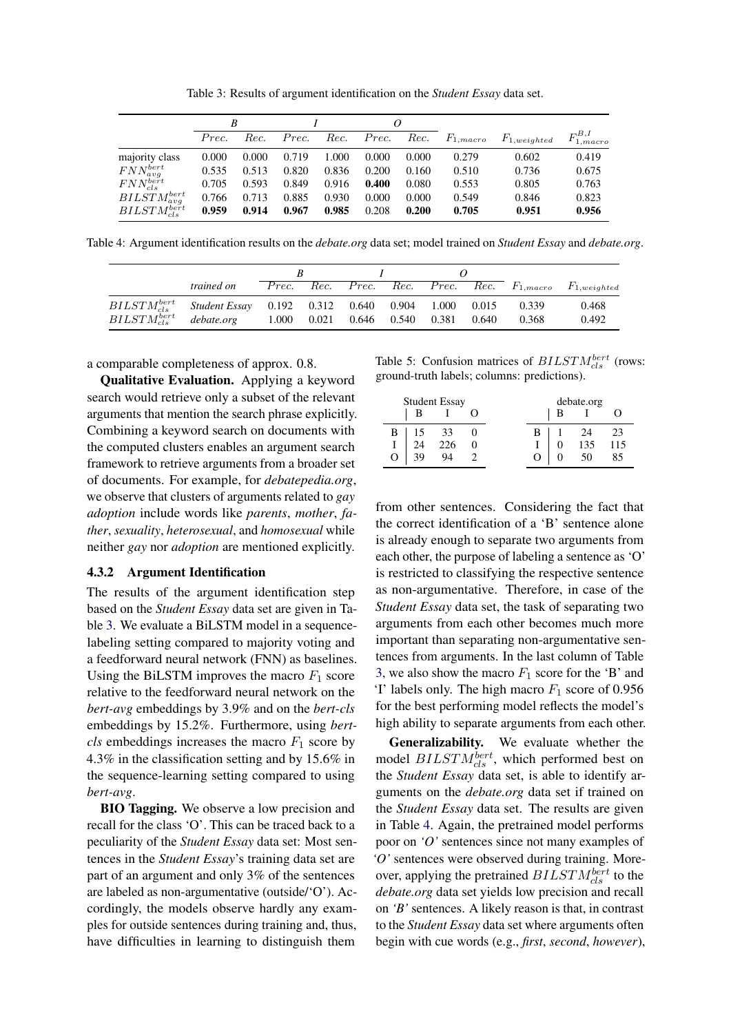Table 3: Results of argument identification on the *Student Essay* data set.

| | B | | I | | O | | | | |
|---|---|---|---|---|---|---|---|---|---|
| | $Prec.$ | $Rec.$ | $Prec.$ | $Rec.$ | $Prec.$ | $Rec.$ | $F_{1,macro}$ | $F_{1,weighted}$ | $F^{B,I}_{1,macro}$ |
| majority class | 0.000 | 0.000 | 0.719 | 1.000 | 0.000 | 0.000 | 0.279 | 0.602 | 0.419 |
| $FNN^{bert}_{avg}$ | 0.535 | 0.513 | 0.820 | 0.836 | 0.200 | 0.160 | 0.510 | 0.736 | 0.675 |
| $FNN^{bert}_{cls}$ | 0.705 | 0.593 | 0.849 | 0.916 | **0.400** | 0.080 | 0.553 | 0.805 | 0.763 |
| $BILSTM^{bert}_{avg}$ | 0.766 | 0.713 | 0.885 | 0.930 | 0.000 | 0.000 | 0.549 | 0.846 | 0.823 |
| $BILSTM^{bert}_{cls}$ | **0.959** | **0.914** | **0.967** | **0.985** | 0.208 | **0.200** | **0.705** | **0.951** | **0.956** |

Table 4: Argument identification results on the *debate.org* data set; model trained on *Student Essay* and *debate.org*.

| | | B | | I | | O | | | |
|---|---|---|---|---|---|---|---|---|---|
| | *trained on* | $Prec.$ | $Rec.$ | $Prec.$ | $Rec.$ | $Prec.$ | $Rec.$ | $F_{1,macro}$ | $F_{1,weighted}$ |
| $BILSTM^{bert}_{cls}$ | *Student Essay* | 0.192 | 0.312 | 0.640 | 0.904 | 1.000 | 0.015 | 0.339 | 0.468 |
| $BILSTM^{bert}_{cls}$ | *debate.org* | 1.000 | 0.021 | 0.646 | 0.540 | 0.381 | 0.640 | 0.368 | 0.492 |

a comparable completeness of approx. 0.8.

**Qualitative Evaluation.** Applying a keyword search would retrieve only a subset of the relevant arguments that mention the search phrase explicitly. Combining a keyword search on documents with the computed clusters enables an argument search framework to retrieve arguments from a broader set of documents. For example, for *debatepedia.org*, we observe that clusters of arguments related to *gay adoption* include words like *parents*, *mother*, *father*, *sexuality*, *heterosexual*, and *homosexual* while neither *gay* nor *adoption* are mentioned explicitly.

### 4.3.2 Argument Identification

The results of the argument identification step based on the *Student Essay* data set are given in Table 3. We evaluate a BiLSTM model in a sequence-labeling setting compared to majority voting and a feedforward neural network (FNN) as baselines. Using the BiLSTM improves the macro $F_1$ score relative to the feedforward neural network on the *bert-avg* embeddings by 3.9% and on the *bert-cls* embeddings by 15.2%. Furthermore, using *bert-cls* embeddings increases the macro $F_1$ score by 4.3% in the classification setting and by 15.6% in the sequence-learning setting compared to using *bert-avg*.

**BIO Tagging.** We observe a low precision and recall for the class 'O'. This can be traced back to a peculiarity of the *Student Essay* data set: Most sentences in the *Student Essay*'s training data set are part of an argument and only 3% of the sentences are labeled as non-argumentative (outside/'O'). Accordingly, the models observe hardly any examples for outside sentences during training and, thus, have difficulties in learning to distinguish them from other sentences. Considering the fact that the correct identification of a 'B' sentence alone is already enough to separate two arguments from each other, the purpose of labeling a sentence as 'O' is restricted to classifying the respective sentence as non-argumentative. Therefore, in case of the *Student Essay* data set, the task of separating two arguments from each other becomes much more important than separating non-argumentative sentences from arguments. In the last column of Table 3, we also show the macro $F_1$ score for the 'B' and 'I' labels only. The high macro $F_1$ score of 0.956 for the best performing model reflects the model's high ability to separate arguments from each other.

Table 5: Confusion matrices of $BILSTM^{bert}_{cls}$ (rows: ground-truth labels; columns: predictions).

| Student Essay | B | I | O |
|---|---|---|---|
| B | 15 | 33 | 0 |
| I | 24 | 226 | 0 |
| O | 39 | 94 | 2 |

| debate.org | B | I | O |
|---|---|---|---|
| B | 1 | 24 | 23 |
| I | 0 | 135 | 115 |
| O | 0 | 50 | 85 |

**Generalizability.** We evaluate whether the model $BILSTM^{bert}_{cls}$, which performed best on the *Student Essay* data set, is able to identify arguments on the *debate.org* data set if trained on the *Student Essay* data set. The results are given in Table 4. Again, the pretrained model performs poor on *'O'* sentences since not many examples of *'O'* sentences were observed during training. Moreover, applying the pretrained $BILSTM^{bert}_{cls}$ to the *debate.org* data set yields low precision and recall on *'B'* sentences. A likely reason is that, in contrast to the *Student Essay* data set where arguments often begin with cue words (e.g., *first*, *second*, *however*),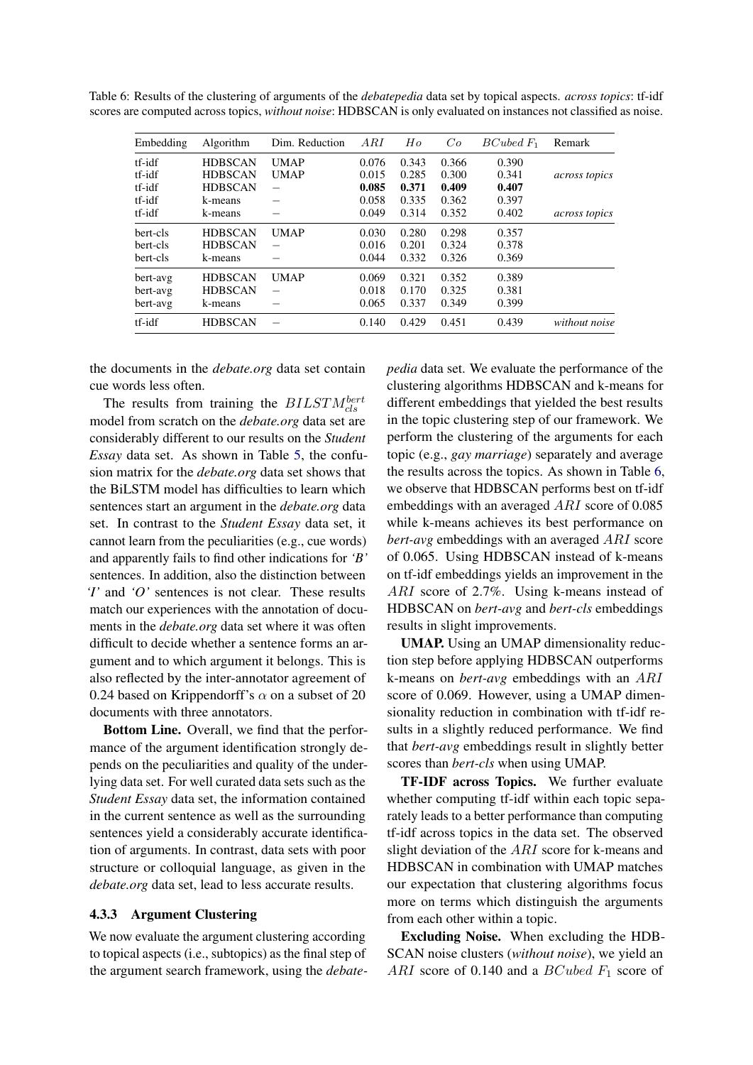Table 6: Results of the clustering of arguments of the *debatepedia* data set by topical aspects. *across topics*: tf-idf scores are computed across topics, *without noise*: HDBSCAN is only evaluated on instances not classified as noise.

| Embedding | Algorithm | Dim. Reduction | $ARI$ | $Ho$ | $Co$ | $BCubed\ F_1$ | Remark |
|---|---|---|---|---|---|---|---|
| tf-idf | HDBSCAN | UMAP | 0.076 | 0.343 | 0.366 | 0.390 | |
| tf-idf | HDBSCAN | UMAP | 0.015 | 0.285 | 0.300 | 0.341 | *across topics* |
| tf-idf | HDBSCAN | – | **0.085** | **0.371** | **0.409** | **0.407** | |
| tf-idf | k-means | – | 0.058 | 0.335 | 0.362 | 0.397 | |
| tf-idf | k-means | – | 0.049 | 0.314 | 0.352 | 0.402 | *across topics* |
| bert-cls | HDBSCAN | UMAP | 0.030 | 0.280 | 0.298 | 0.357 | |
| bert-cls | HDBSCAN | – | 0.016 | 0.201 | 0.324 | 0.378 | |
| bert-cls | k-means | – | 0.044 | 0.332 | 0.326 | 0.369 | |
| bert-avg | HDBSCAN | UMAP | 0.069 | 0.321 | 0.352 | 0.389 | |
| bert-avg | HDBSCAN | – | 0.018 | 0.170 | 0.325 | 0.381 | |
| bert-avg | k-means | – | 0.065 | 0.337 | 0.349 | 0.399 | |
| tf-idf | HDBSCAN | – | 0.140 | 0.429 | 0.451 | 0.439 | *without noise* |

the documents in the *debate.org* data set contain cue words less often.

The results from training the $BILSTM^{bert}_{cls}$ model from scratch on the *debate.org* data set are considerably different to our results on the *Student Essay* data set. As shown in Table 5, the confusion matrix for the *debate.org* data set shows that the BiLSTM model has difficulties to learn which sentences start an argument in the *debate.org* data set. In contrast to the *Student Essay* data set, it cannot learn from the peculiarities (e.g., cue words) and apparently fails to find other indications for *'B'* sentences. In addition, also the distinction between *'I'* and *'O'* sentences is not clear. These results match our experiences with the annotation of documents in the *debate.org* data set where it was often difficult to decide whether a sentence forms an argument and to which argument it belongs. This is also reflected by the inter-annotator agreement of 0.24 based on Krippendorff's $\alpha$ on a subset of 20 documents with three annotators.

**Bottom Line.** Overall, we find that the performance of the argument identification strongly depends on the peculiarities and quality of the underlying data set. For well curated data sets such as the *Student Essay* data set, the information contained in the current sentence as well as the surrounding sentences yield a considerably accurate identification of arguments. In contrast, data sets with poor structure or colloquial language, as given in the *debate.org* data set, lead to less accurate results.

#### 4.3.3 Argument Clustering

We now evaluate the argument clustering according to topical aspects (i.e., subtopics) as the final step of the argument search framework, using the *debatepedia* data set. We evaluate the performance of the clustering algorithms HDBSCAN and k-means for different embeddings that yielded the best results in the topic clustering step of our framework. We perform the clustering of the arguments for each topic (e.g., *gay marriage*) separately and average the results across the topics. As shown in Table 6, we observe that HDBSCAN performs best on tf-idf embeddings with an averaged $ARI$ score of 0.085 while k-means achieves its best performance on *bert-avg* embeddings with an averaged $ARI$ score of 0.065. Using HDBSCAN instead of k-means on tf-idf embeddings yields an improvement in the $ARI$ score of 2.7%. Using k-means instead of HDBSCAN on *bert-avg* and *bert-cls* embeddings results in slight improvements.

**UMAP.** Using an UMAP dimensionality reduction step before applying HDBSCAN outperforms k-means on *bert-avg* embeddings with an $ARI$ score of 0.069. However, using a UMAP dimensionality reduction in combination with tf-idf results in a slightly reduced performance. We find that *bert-avg* embeddings result in slightly better scores than *bert-cls* when using UMAP.

**TF-IDF across Topics.** We further evaluate whether computing tf-idf within each topic separately leads to a better performance than computing tf-idf across topics in the data set. The observed slight deviation of the $ARI$ score for k-means and HDBSCAN in combination with UMAP matches our expectation that clustering algorithms focus more on terms which distinguish the arguments from each other within a topic.

**Excluding Noise.** When excluding the HDBSCAN noise clusters (*without noise*), we yield an $ARI$ score of 0.140 and a $BCubed\ F_1$ score of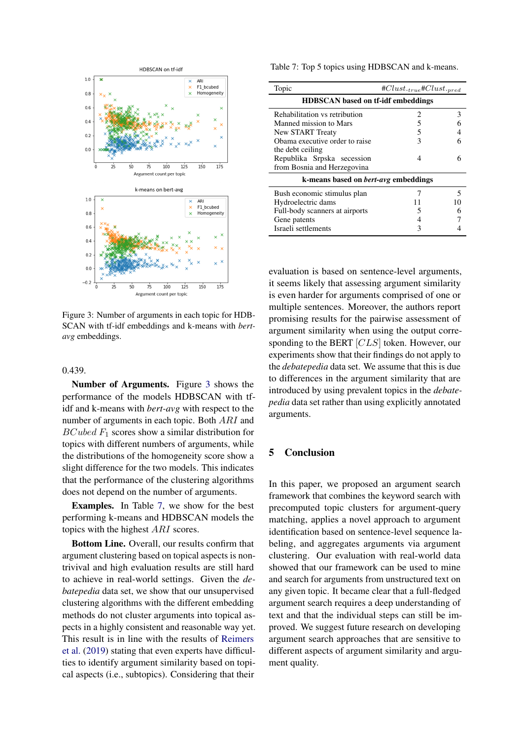Figure 3: Number of arguments in each topic for HDBSCAN with tf-idf embeddings and k-means with *bert-avg* embeddings.

0.439.

**Number of Arguments.** Figure 3 shows the performance of the models HDBSCAN with tf-idf and k-means with *bert-avg* with respect to the number of arguments in each topic. Both $ARI$ and $BCubed\ F_1$ scores show a similar distribution for topics with different numbers of arguments, while the distributions of the homogeneity score show a slight difference for the two models. This indicates that the performance of the clustering algorithms does not depend on the number of arguments.

**Examples.** In Table 7, we show for the best performing k-means and HDBSCAN models the topics with the highest $ARI$ scores.

**Bottom Line.** Overall, our results confirm that argument clustering based on topical aspects is non-trivial and high evaluation results are still hard to achieve in real-world settings. Given the *debatepedia* data set, we show that our unsupervised clustering algorithms with the different embedding methods do not cluster arguments into topical aspects in a highly consistent and reasonable way yet. This result is in line with the results of Reimers et al. (2019) stating that even experts have difficulties to identify argument similarity based on topical aspects (i.e., subtopics). Considering that their

Table 7: Top 5 topics using HDBSCAN and k-means.

| Topic | $\#Clust._{true}$ | $\#Clust._{pred}$ |
|---|---|---|
| **HDBSCAN based on tf-idf embeddings** | | |
| Rehabilitation vs retribution | 2 | 3 |
| Manned mission to Mars | 5 | 6 |
| New START Treaty | 5 | 4 |
| Obama executive order to raise the debt ceiling | 3 | 6 |
| Republika Srpska secession from Bosnia and Herzegovina | 4 | 6 |
| **k-means based on *bert-avg* embeddings** | | |
| Bush economic stimulus plan | 7 | 5 |
| Hydroelectric dams | 11 | 10 |
| Full-body scanners at airports | 5 | 6 |
| Gene patents | 4 | 7 |
| Israeli settlements | 3 | 4 |

evaluation is based on sentence-level arguments, it seems likely that assessing argument similarity is even harder for arguments comprised of one or multiple sentences. Moreover, the authors report promising results for the pairwise assessment of argument similarity when using the output corresponding to the BERT $[CLS]$ token. However, our experiments show that their findings do not apply to the *debatepedia* data set. We assume that this is due to differences in the argument similarity that are introduced by using prevalent topics in the *debatepedia* data set rather than using explicitly annotated arguments.

## 5 Conclusion

In this paper, we proposed an argument search framework that combines the keyword search with precomputed topic clusters for argument-query matching, applies a novel approach to argument identification based on sentence-level sequence labeling, and aggregates arguments via argument clustering. Our evaluation with real-world data showed that our framework can be used to mine and search for arguments from unstructured text on any given topic. It became clear that a full-fledged argument search requires a deep understanding of text and that the individual steps can still be improved. We suggest future research on developing argument search approaches that are sensitive to different aspects of argument similarity and argument quality.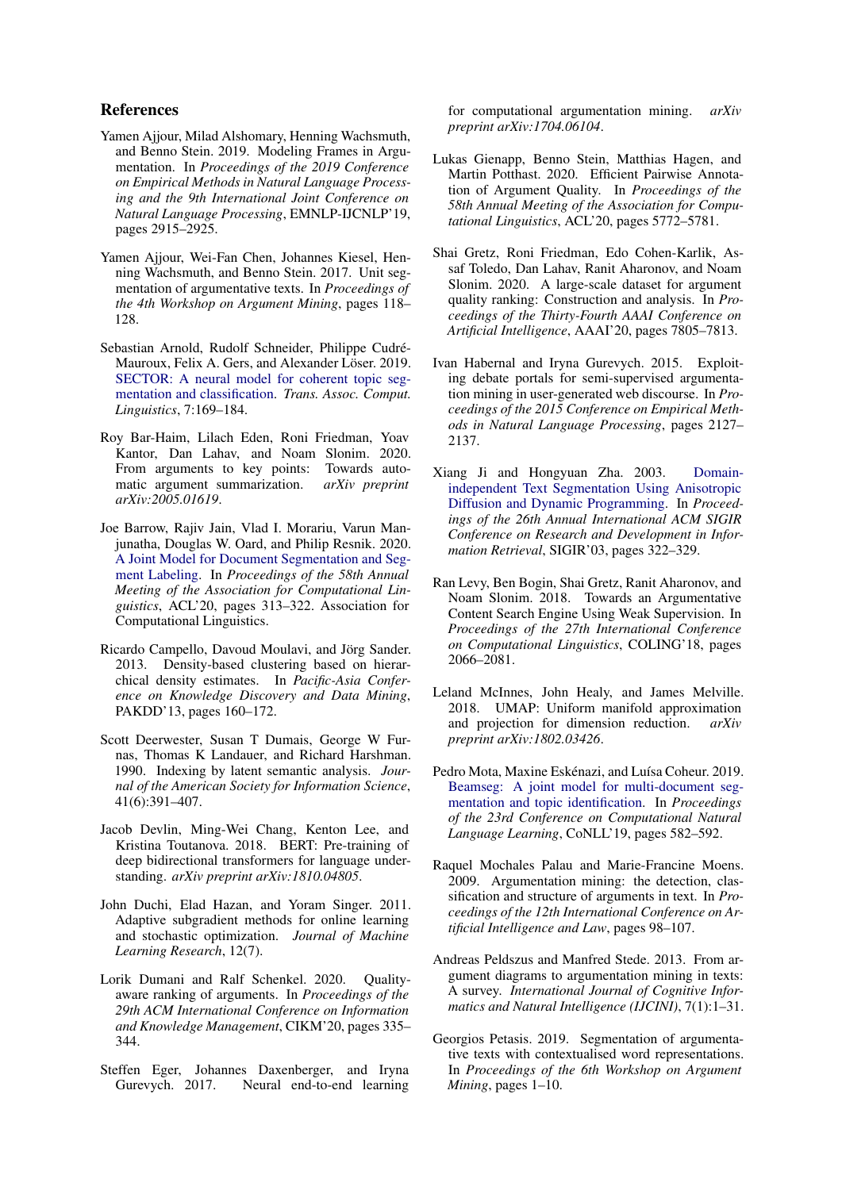## References

Yamen Ajjour, Milad Alshomary, Henning Wachsmuth, and Benno Stein. 2019. Modeling Frames in Argumentation. In *Proceedings of the 2019 Conference on Empirical Methods in Natural Language Processing and the 9th International Joint Conference on Natural Language Processing*, EMNLP-IJCNLP'19, pages 2915–2925.

Yamen Ajjour, Wei-Fan Chen, Johannes Kiesel, Henning Wachsmuth, and Benno Stein. 2017. Unit segmentation of argumentative texts. In *Proceedings of the 4th Workshop on Argument Mining*, pages 118–128.

Sebastian Arnold, Rudolf Schneider, Philippe Cudré-Mauroux, Felix A. Gers, and Alexander Löser. 2019. SECTOR: A neural model for coherent topic segmentation and classification. *Trans. Assoc. Comput. Linguistics*, 7:169–184.

Roy Bar-Haim, Lilach Eden, Roni Friedman, Yoav Kantor, Dan Lahav, and Noam Slonim. 2020. From arguments to key points: Towards automatic argument summarization. *arXiv preprint arXiv:2005.01619*.

Joe Barrow, Rajiv Jain, Vlad I. Morariu, Varun Manjunatha, Douglas W. Oard, and Philip Resnik. 2020. A Joint Model for Document Segmentation and Segment Labeling. In *Proceedings of the 58th Annual Meeting of the Association for Computational Linguistics*, ACL'20, pages 313–322. Association for Computational Linguistics.

Ricardo Campello, Davoud Moulavi, and Jörg Sander. 2013. Density-based clustering based on hierarchical density estimates. In *Pacific-Asia Conference on Knowledge Discovery and Data Mining*, PAKDD'13, pages 160–172.

Scott Deerwester, Susan T Dumais, George W Furnas, Thomas K Landauer, and Richard Harshman. 1990. Indexing by latent semantic analysis. *Journal of the American Society for Information Science*, 41(6):391–407.

Jacob Devlin, Ming-Wei Chang, Kenton Lee, and Kristina Toutanova. 2018. BERT: Pre-training of deep bidirectional transformers for language understanding. *arXiv preprint arXiv:1810.04805*.

John Duchi, Elad Hazan, and Yoram Singer. 2011. Adaptive subgradient methods for online learning and stochastic optimization. *Journal of Machine Learning Research*, 12(7).

Lorik Dumani and Ralf Schenkel. 2020. Quality-aware ranking of arguments. In *Proceedings of the 29th ACM International Conference on Information and Knowledge Management*, CIKM'20, pages 335–344.

Steffen Eger, Johannes Daxenberger, and Iryna Gurevych. 2017. Neural end-to-end learning for computational argumentation mining. *arXiv preprint arXiv:1704.06104*.

Lukas Gienapp, Benno Stein, Matthias Hagen, and Martin Potthast. 2020. Efficient Pairwise Annotation of Argument Quality. In *Proceedings of the 58th Annual Meeting of the Association for Computational Linguistics*, ACL'20, pages 5772–5781.

Shai Gretz, Roni Friedman, Edo Cohen-Karlik, Assaf Toledo, Dan Lahav, Ranit Aharonov, and Noam Slonim. 2020. A large-scale dataset for argument quality ranking: Construction and analysis. In *Proceedings of the Thirty-Fourth AAAI Conference on Artificial Intelligence*, AAAI'20, pages 7805–7813.

Ivan Habernal and Iryna Gurevych. 2015. Exploiting debate portals for semi-supervised argumentation mining in user-generated web discourse. In *Proceedings of the 2015 Conference on Empirical Methods in Natural Language Processing*, pages 2127–2137.

Xiang Ji and Hongyuan Zha. 2003. Domain-independent Text Segmentation Using Anisotropic Diffusion and Dynamic Programming. In *Proceedings of the 26th Annual International ACM SIGIR Conference on Research and Development in Information Retrieval*, SIGIR'03, pages 322–329.

Ran Levy, Ben Bogin, Shai Gretz, Ranit Aharonov, and Noam Slonim. 2018. Towards an Argumentative Content Search Engine Using Weak Supervision. In *Proceedings of the 27th International Conference on Computational Linguistics*, COLING'18, pages 2066–2081.

Leland McInnes, John Healy, and James Melville. 2018. UMAP: Uniform manifold approximation and projection for dimension reduction. *arXiv preprint arXiv:1802.03426*.

Pedro Mota, Maxine Eskénazi, and Luísa Coheur. 2019. Beamseg: A joint model for multi-document segmentation and topic identification. In *Proceedings of the 23rd Conference on Computational Natural Language Learning*, CoNLL'19, pages 582–592.

Raquel Mochales Palau and Marie-Francine Moens. 2009. Argumentation mining: the detection, classification and structure of arguments in text. In *Proceedings of the 12th International Conference on Artificial Intelligence and Law*, pages 98–107.

Andreas Peldszus and Manfred Stede. 2013. From argument diagrams to argumentation mining in texts: A survey. *International Journal of Cognitive Informatics and Natural Intelligence (IJCINI)*, 7(1):1–31.

Georgios Petasis. 2019. Segmentation of argumentative texts with contextualised word representations. In *Proceedings of the 6th Workshop on Argument Mining*, pages 1–10.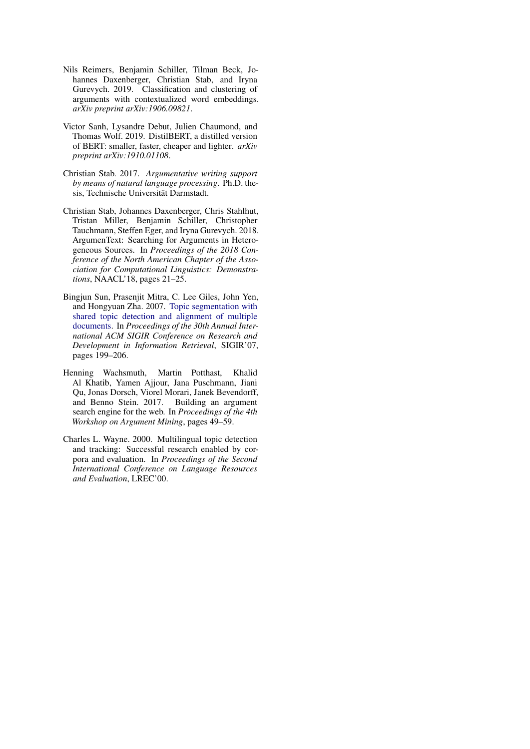Nils Reimers, Benjamin Schiller, Tilman Beck, Johannes Daxenberger, Christian Stab, and Iryna Gurevych. 2019. Classification and clustering of arguments with contextualized word embeddings. *arXiv preprint arXiv:1906.09821*.

Victor Sanh, Lysandre Debut, Julien Chaumond, and Thomas Wolf. 2019. DistilBERT, a distilled version of BERT: smaller, faster, cheaper and lighter. *arXiv preprint arXiv:1910.01108*.

Christian Stab. 2017. *Argumentative writing support by means of natural language processing*. Ph.D. thesis, Technische Universität Darmstadt.

Christian Stab, Johannes Daxenberger, Chris Stahlhut, Tristan Miller, Benjamin Schiller, Christopher Tauchmann, Steffen Eger, and Iryna Gurevych. 2018. ArgumenText: Searching for Arguments in Heterogeneous Sources. In *Proceedings of the 2018 Conference of the North American Chapter of the Association for Computational Linguistics: Demonstrations*, NAACL'18, pages 21–25.

Bingjun Sun, Prasenjit Mitra, C. Lee Giles, John Yen, and Hongyuan Zha. 2007. Topic segmentation with shared topic detection and alignment of multiple documents. In *Proceedings of the 30th Annual International ACM SIGIR Conference on Research and Development in Information Retrieval*, SIGIR'07, pages 199–206.

Henning Wachsmuth, Martin Potthast, Khalid Al Khatib, Yamen Ajjour, Jana Puschmann, Jiani Qu, Jonas Dorsch, Viorel Morari, Janek Bevendorff, and Benno Stein. 2017. Building an argument search engine for the web. In *Proceedings of the 4th Workshop on Argument Mining*, pages 49–59.

Charles L. Wayne. 2000. Multilingual topic detection and tracking: Successful research enabled by corpora and evaluation. In *Proceedings of the Second International Conference on Language Resources and Evaluation*, LREC'00.